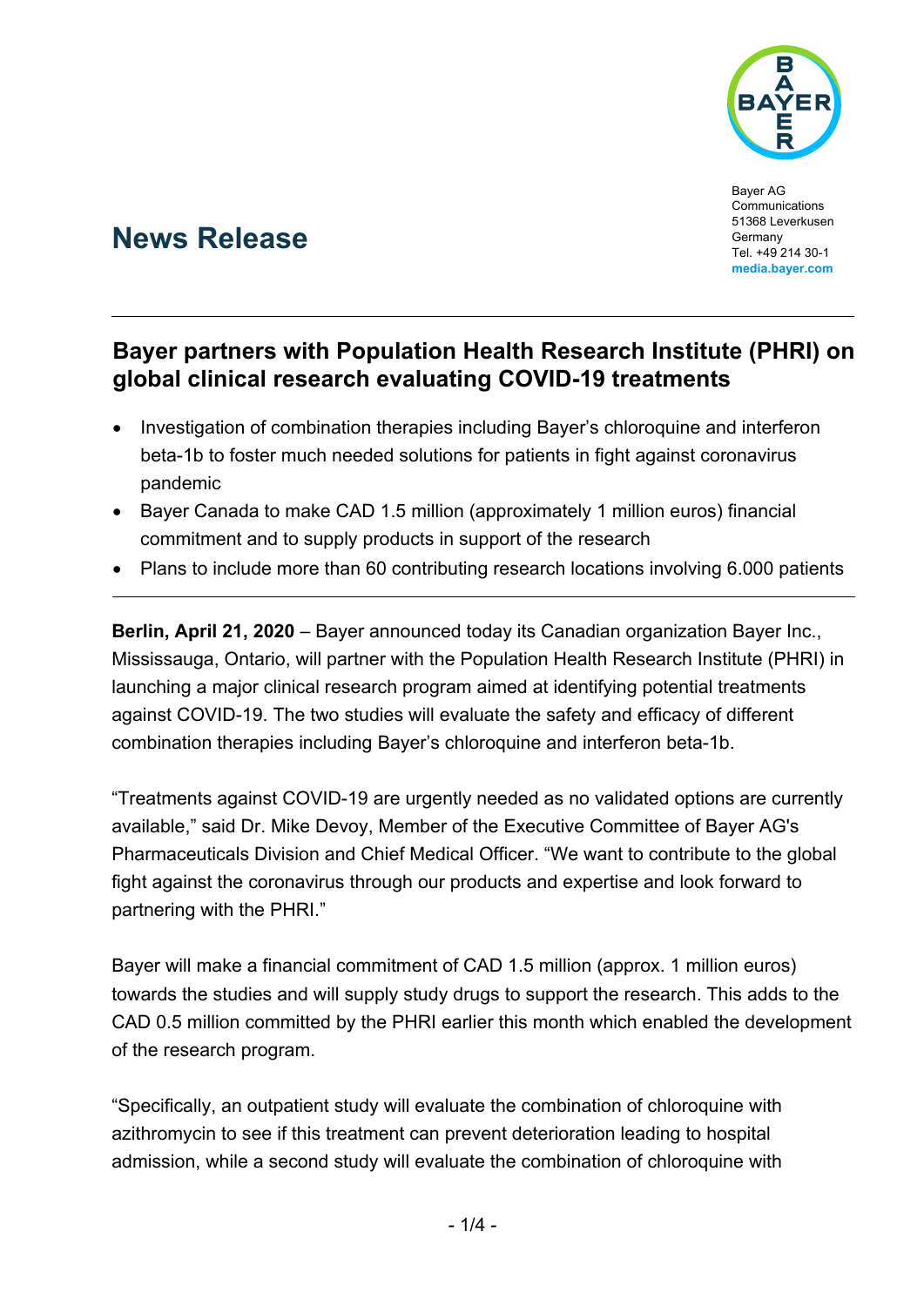Bayer AG
Communications
51368 Leverkusen
Germany
Tel. +49 214 30-1
**media.bayer.com**

# News Release

---

## Bayer partners with Population Health Research Institute (PHRI) on global clinical research evaluating COVID-19 treatments

- Investigation of combination therapies including Bayer's chloroquine and interferon beta-1b to foster much needed solutions for patients in fight against coronavirus pandemic
- Bayer Canada to make CAD 1.5 million (approximately 1 million euros) financial commitment and to supply products in support of the research
- Plans to include more than 60 contributing research locations involving 6.000 patients

---

**Berlin, April 21, 2020** – Bayer announced today its Canadian organization Bayer Inc., Mississauga, Ontario, will partner with the Population Health Research Institute (PHRI) in launching a major clinical research program aimed at identifying potential treatments against COVID-19. The two studies will evaluate the safety and efficacy of different combination therapies including Bayer's chloroquine and interferon beta-1b.

"Treatments against COVID-19 are urgently needed as no validated options are currently available," said Dr. Mike Devoy, Member of the Executive Committee of Bayer AG's Pharmaceuticals Division and Chief Medical Officer. "We want to contribute to the global fight against the coronavirus through our products and expertise and look forward to partnering with the PHRI."

Bayer will make a financial commitment of CAD 1.5 million (approx. 1 million euros) towards the studies and will supply study drugs to support the research. This adds to the CAD 0.5 million committed by the PHRI earlier this month which enabled the development of the research program.

"Specifically, an outpatient study will evaluate the combination of chloroquine with azithromycin to see if this treatment can prevent deterioration leading to hospital admission, while a second study will evaluate the combination of chloroquine with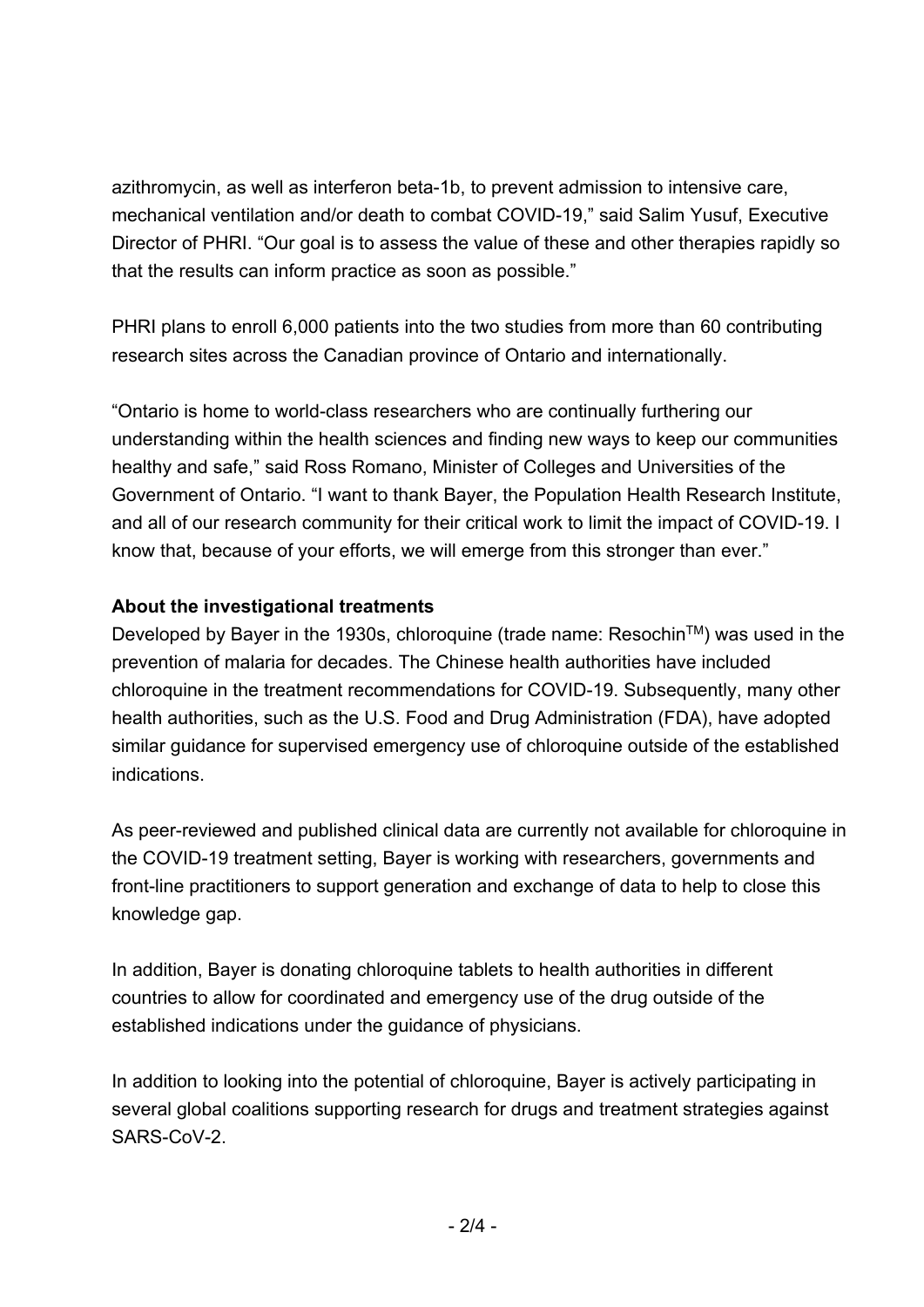azithromycin, as well as interferon beta-1b, to prevent admission to intensive care, mechanical ventilation and/or death to combat COVID-19," said Salim Yusuf, Executive Director of PHRI. "Our goal is to assess the value of these and other therapies rapidly so that the results can inform practice as soon as possible."

PHRI plans to enroll 6,000 patients into the two studies from more than 60 contributing research sites across the Canadian province of Ontario and internationally.

"Ontario is home to world-class researchers who are continually furthering our understanding within the health sciences and finding new ways to keep our communities healthy and safe," said Ross Romano, Minister of Colleges and Universities of the Government of Ontario. "I want to thank Bayer, the Population Health Research Institute, and all of our research community for their critical work to limit the impact of COVID-19. I know that, because of your efforts, we will emerge from this stronger than ever."

**About the investigational treatments**

Developed by Bayer in the 1930s, chloroquine (trade name: Resochin™) was used in the prevention of malaria for decades. The Chinese health authorities have included chloroquine in the treatment recommendations for COVID-19. Subsequently, many other health authorities, such as the U.S. Food and Drug Administration (FDA), have adopted similar guidance for supervised emergency use of chloroquine outside of the established indications.

As peer-reviewed and published clinical data are currently not available for chloroquine in the COVID-19 treatment setting, Bayer is working with researchers, governments and front-line practitioners to support generation and exchange of data to help to close this knowledge gap.

In addition, Bayer is donating chloroquine tablets to health authorities in different countries to allow for coordinated and emergency use of the drug outside of the established indications under the guidance of physicians.

In addition to looking into the potential of chloroquine, Bayer is actively participating in several global coalitions supporting research for drugs and treatment strategies against SARS-CoV-2.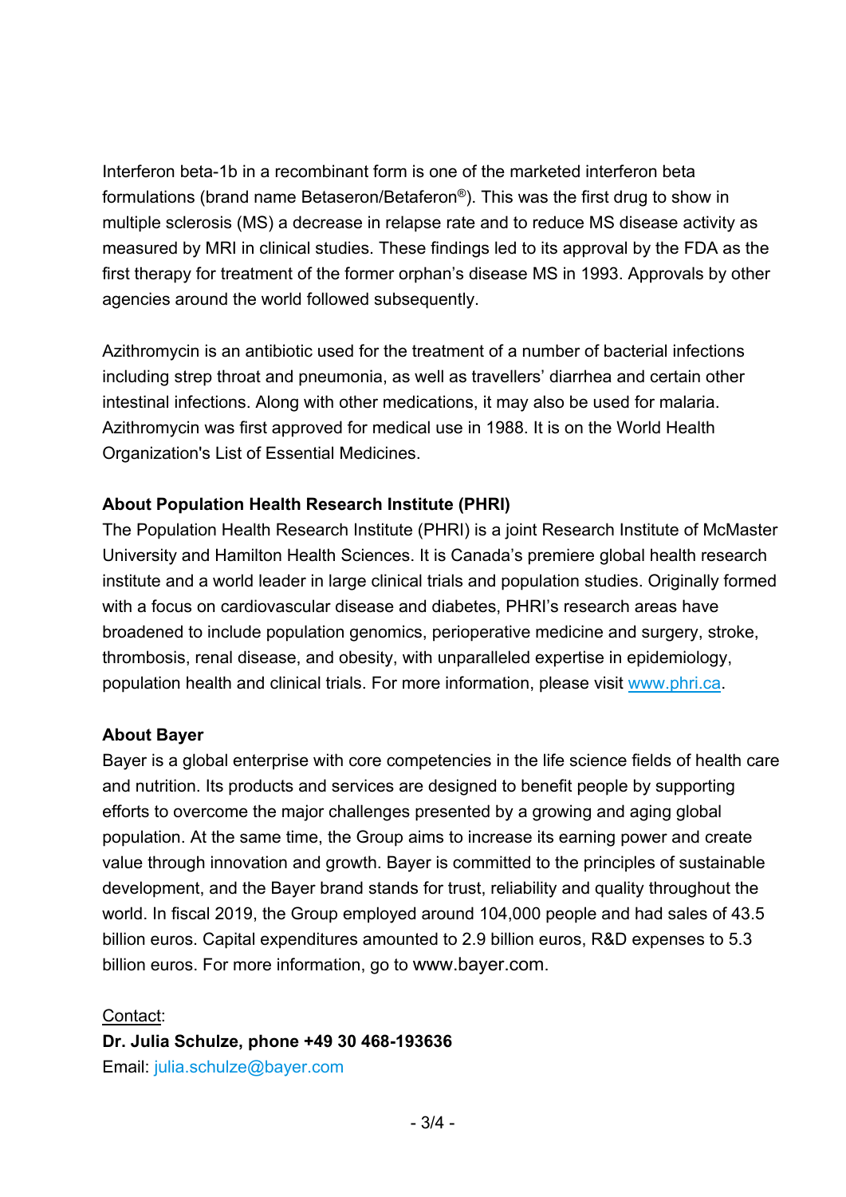Interferon beta-1b in a recombinant form is one of the marketed interferon beta formulations (brand name Betaseron/Betaferon®). This was the first drug to show in multiple sclerosis (MS) a decrease in relapse rate and to reduce MS disease activity as measured by MRI in clinical studies. These findings led to its approval by the FDA as the first therapy for treatment of the former orphan's disease MS in 1993. Approvals by other agencies around the world followed subsequently.

Azithromycin is an antibiotic used for the treatment of a number of bacterial infections including strep throat and pneumonia, as well as travellers' diarrhea and certain other intestinal infections. Along with other medications, it may also be used for malaria. Azithromycin was first approved for medical use in 1988. It is on the World Health Organization's List of Essential Medicines.

**About Population Health Research Institute (PHRI)**

The Population Health Research Institute (PHRI) is a joint Research Institute of McMaster University and Hamilton Health Sciences. It is Canada's premiere global health research institute and a world leader in large clinical trials and population studies. Originally formed with a focus on cardiovascular disease and diabetes, PHRI's research areas have broadened to include population genomics, perioperative medicine and surgery, stroke, thrombosis, renal disease, and obesity, with unparalleled expertise in epidemiology, population health and clinical trials. For more information, please visit [www.phri.ca](http://www.phri.ca).

**About Bayer**

Bayer is a global enterprise with core competencies in the life science fields of health care and nutrition. Its products and services are designed to benefit people by supporting efforts to overcome the major challenges presented by a growing and aging global population. At the same time, the Group aims to increase its earning power and create value through innovation and growth. Bayer is committed to the principles of sustainable development, and the Bayer brand stands for trust, reliability and quality throughout the world. In fiscal 2019, the Group employed around 104,000 people and had sales of 43.5 billion euros. Capital expenditures amounted to 2.9 billion euros, R&D expenses to 5.3 billion euros. For more information, go to www.bayer.com.

Contact:

**Dr. Julia Schulze, phone +49 30 468-193636**

Email: [julia.schulze@bayer.com](mailto:julia.schulze@bayer.com)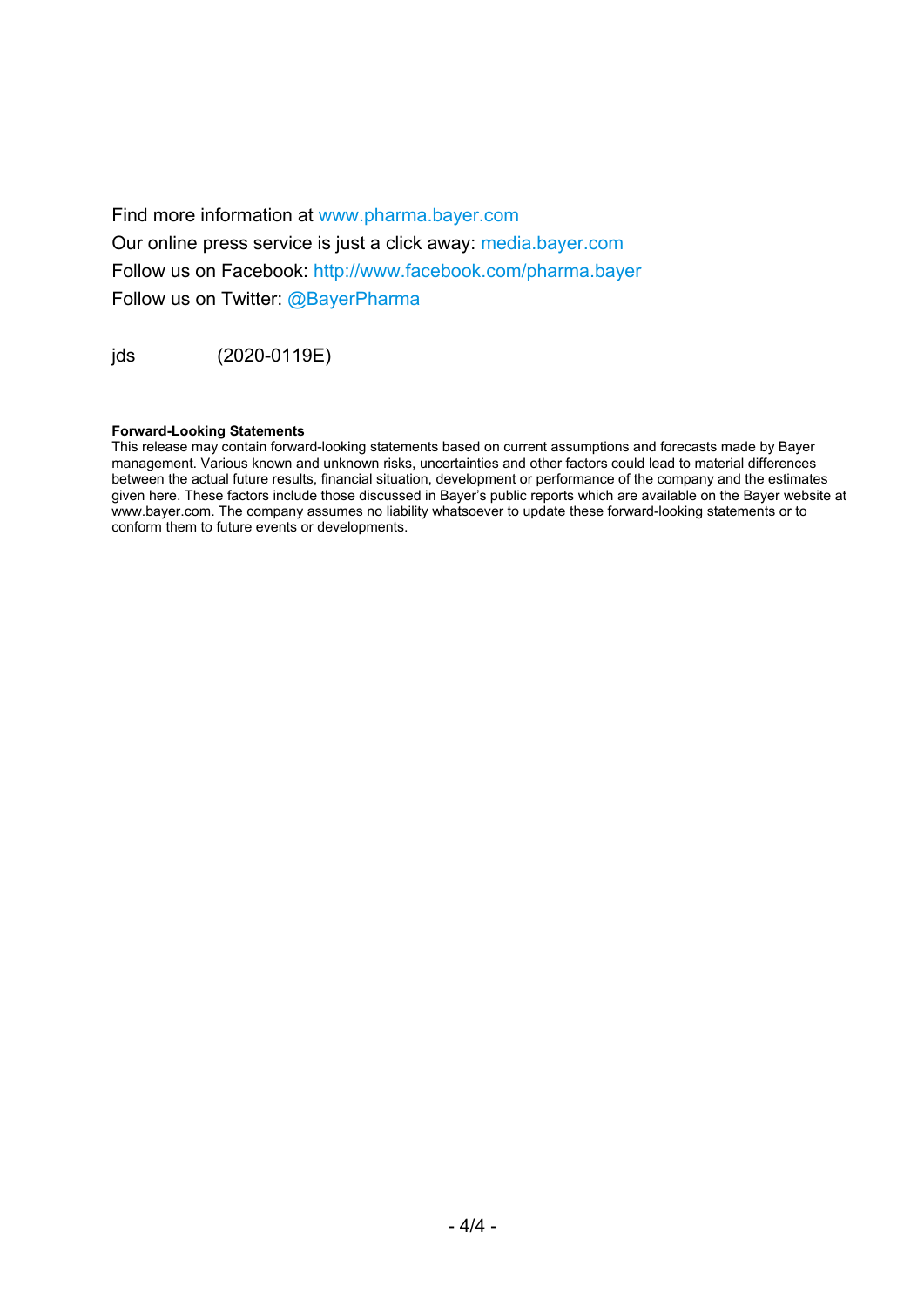Find more information at www.pharma.bayer.com
Our online press service is just a click away: media.bayer.com
Follow us on Facebook: http://www.facebook.com/pharma.bayer
Follow us on Twitter: @BayerPharma

jds (2020-0119E)

**Forward-Looking Statements**
This release may contain forward-looking statements based on current assumptions and forecasts made by Bayer management. Various known and unknown risks, uncertainties and other factors could lead to material differences between the actual future results, financial situation, development or performance of the company and the estimates given here. These factors include those discussed in Bayer's public reports which are available on the Bayer website at www.bayer.com. The company assumes no liability whatsoever to update these forward-looking statements or to conform them to future events or developments.